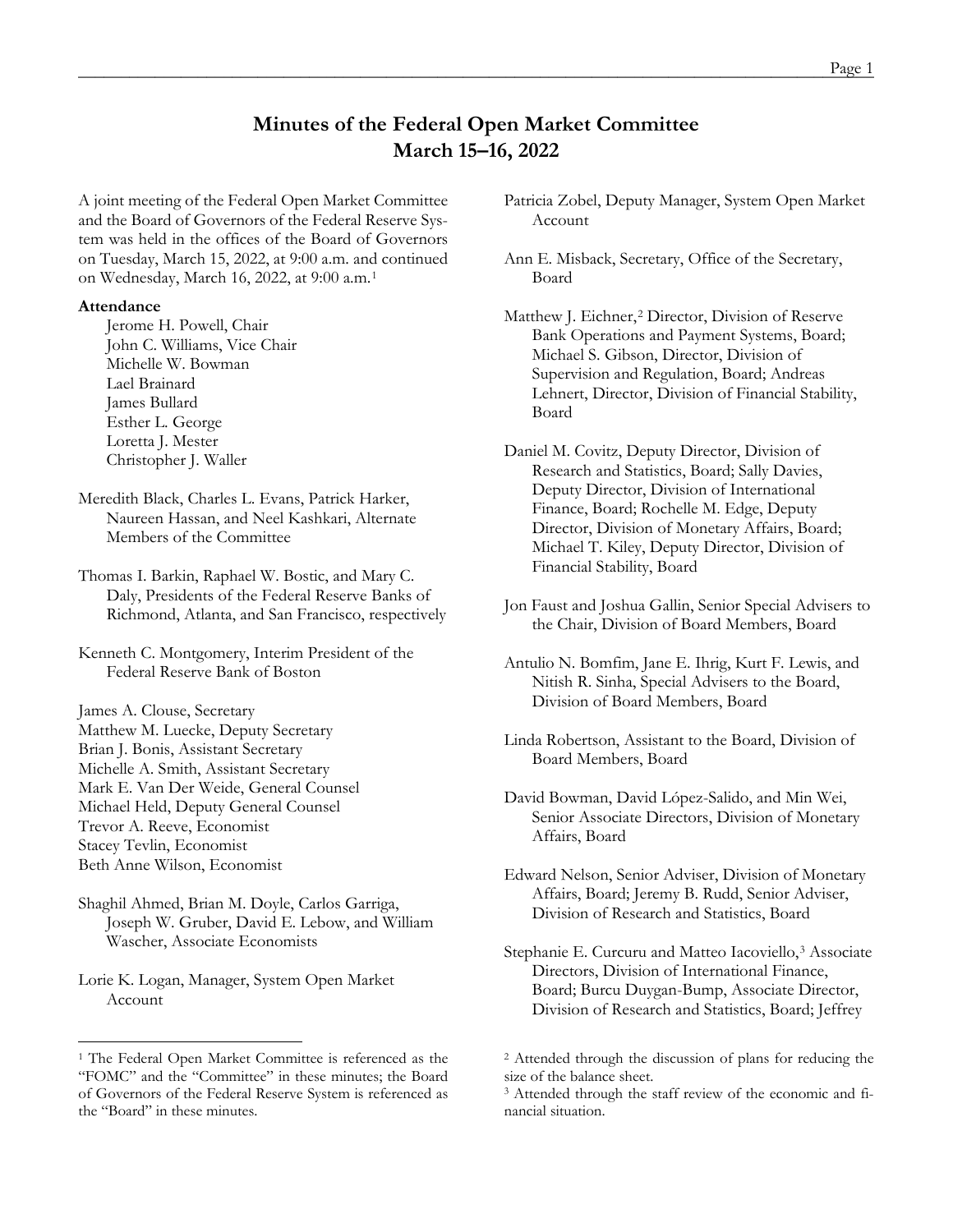# Minutes of the Federal Open Market Committee
## March 15–16, 2022

A joint meeting of the Federal Open Market Committee and the Board of Governors of the Federal Reserve System was held in the offices of the Board of Governors on Tuesday, March 15, 2022, at 9:00 a.m. and continued on Wednesday, March 16, 2022, at 9:00 a.m.[1]

**Attendance**

Jerome H. Powell, Chair
John C. Williams, Vice Chair
Michelle W. Bowman
Lael Brainard
James Bullard
Esther L. George
Loretta J. Mester
Christopher J. Waller

Meredith Black, Charles L. Evans, Patrick Harker, Naureen Hassan, and Neel Kashkari, Alternate Members of the Committee

Thomas I. Barkin, Raphael W. Bostic, and Mary C. Daly, Presidents of the Federal Reserve Banks of Richmond, Atlanta, and San Francisco, respectively

Kenneth C. Montgomery, Interim President of the Federal Reserve Bank of Boston

James A. Clouse, Secretary
Matthew M. Luecke, Deputy Secretary
Brian J. Bonis, Assistant Secretary
Michelle A. Smith, Assistant Secretary
Mark E. Van Der Weide, General Counsel
Michael Held, Deputy General Counsel
Trevor A. Reeve, Economist
Stacey Tevlin, Economist
Beth Anne Wilson, Economist

Shaghil Ahmed, Brian M. Doyle, Carlos Garriga, Joseph W. Gruber, David E. Lebow, and William Wascher, Associate Economists

Lorie K. Logan, Manager, System Open Market Account

Patricia Zobel, Deputy Manager, System Open Market Account

Ann E. Misback, Secretary, Office of the Secretary, Board

Matthew J. Eichner,[2] Director, Division of Reserve Bank Operations and Payment Systems, Board; Michael S. Gibson, Director, Division of Supervision and Regulation, Board; Andreas Lehnert, Director, Division of Financial Stability, Board

Daniel M. Covitz, Deputy Director, Division of Research and Statistics, Board; Sally Davies, Deputy Director, Division of International Finance, Board; Rochelle M. Edge, Deputy Director, Division of Monetary Affairs, Board; Michael T. Kiley, Deputy Director, Division of Financial Stability, Board

Jon Faust and Joshua Gallin, Senior Special Advisers to the Chair, Division of Board Members, Board

Antulio N. Bomfim, Jane E. Ihrig, Kurt F. Lewis, and Nitish R. Sinha, Special Advisers to the Board, Division of Board Members, Board

Linda Robertson, Assistant to the Board, Division of Board Members, Board

David Bowman, David López-Salido, and Min Wei, Senior Associate Directors, Division of Monetary Affairs, Board

Edward Nelson, Senior Adviser, Division of Monetary Affairs, Board; Jeremy B. Rudd, Senior Adviser, Division of Research and Statistics, Board

Stephanie E. Curcuru and Matteo Iacoviello,[3] Associate Directors, Division of International Finance, Board; Burcu Duygan-Bump, Associate Director, Division of Research and Statistics, Board; Jeffrey

---

[1] The Federal Open Market Committee is referenced as the "FOMC" and the "Committee" in these minutes; the Board of Governors of the Federal Reserve System is referenced as the "Board" in these minutes.

[2] Attended through the discussion of plans for reducing the size of the balance sheet.

[3] Attended through the staff review of the economic and financial situation.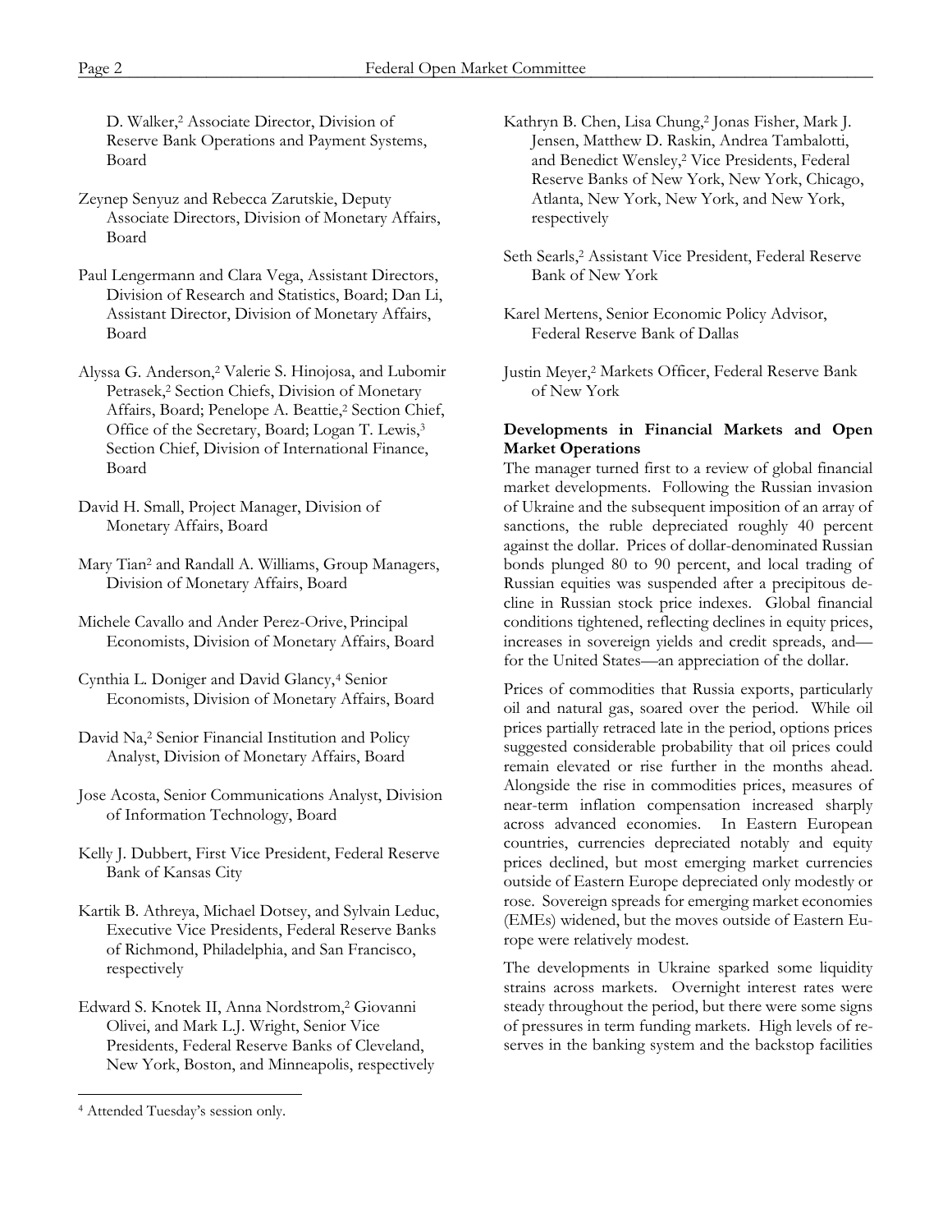D. Walker,[2] Associate Director, Division of Reserve Bank Operations and Payment Systems, Board

Zeynep Senyuz and Rebecca Zarutskie, Deputy Associate Directors, Division of Monetary Affairs, Board

Paul Lengermann and Clara Vega, Assistant Directors, Division of Research and Statistics, Board; Dan Li, Assistant Director, Division of Monetary Affairs, Board

Alyssa G. Anderson,[2] Valerie S. Hinojosa, and Lubomir Petrasek,[2] Section Chiefs, Division of Monetary Affairs, Board; Penelope A. Beattie,[2] Section Chief, Office of the Secretary, Board; Logan T. Lewis,[3] Section Chief, Division of International Finance, Board

David H. Small, Project Manager, Division of Monetary Affairs, Board

Mary Tian[2] and Randall A. Williams, Group Managers, Division of Monetary Affairs, Board

Michele Cavallo and Ander Perez-Orive, Principal Economists, Division of Monetary Affairs, Board

Cynthia L. Doniger and David Glancy,[4] Senior Economists, Division of Monetary Affairs, Board

David Na,[2] Senior Financial Institution and Policy Analyst, Division of Monetary Affairs, Board

Jose Acosta, Senior Communications Analyst, Division of Information Technology, Board

Kelly J. Dubbert, First Vice President, Federal Reserve Bank of Kansas City

Kartik B. Athreya, Michael Dotsey, and Sylvain Leduc, Executive Vice Presidents, Federal Reserve Banks of Richmond, Philadelphia, and San Francisco, respectively

Edward S. Knotek II, Anna Nordstrom,[2] Giovanni Olivei, and Mark L.J. Wright, Senior Vice Presidents, Federal Reserve Banks of Cleveland, New York, Boston, and Minneapolis, respectively

Kathryn B. Chen, Lisa Chung,[2] Jonas Fisher, Mark J. Jensen, Matthew D. Raskin, Andrea Tambalotti, and Benedict Wensley,[2] Vice Presidents, Federal Reserve Banks of New York, New York, Chicago, Atlanta, New York, New York, and New York, respectively

Seth Searls,[2] Assistant Vice President, Federal Reserve Bank of New York

Karel Mertens, Senior Economic Policy Advisor, Federal Reserve Bank of Dallas

Justin Meyer,[2] Markets Officer, Federal Reserve Bank of New York

**Developments in Financial Markets and Open Market Operations**

The manager turned first to a review of global financial market developments. Following the Russian invasion of Ukraine and the subsequent imposition of an array of sanctions, the ruble depreciated roughly 40 percent against the dollar. Prices of dollar-denominated Russian bonds plunged 80 to 90 percent, and local trading of Russian equities was suspended after a precipitous decline in Russian stock price indexes. Global financial conditions tightened, reflecting declines in equity prices, increases in sovereign yields and credit spreads, and—for the United States—an appreciation of the dollar.

Prices of commodities that Russia exports, particularly oil and natural gas, soared over the period. While oil prices partially retraced late in the period, options prices suggested considerable probability that oil prices could remain elevated or rise further in the months ahead. Alongside the rise in commodities prices, measures of near-term inflation compensation increased sharply across advanced economies. In Eastern European countries, currencies depreciated notably and equity prices declined, but most emerging market currencies outside of Eastern Europe depreciated only modestly or rose. Sovereign spreads for emerging market economies (EMEs) widened, but the moves outside of Eastern Europe were relatively modest.

The developments in Ukraine sparked some liquidity strains across markets. Overnight interest rates were steady throughout the period, but there were some signs of pressures in term funding markets. High levels of reserves in the banking system and the backstop facilities

[4] Attended Tuesday's session only.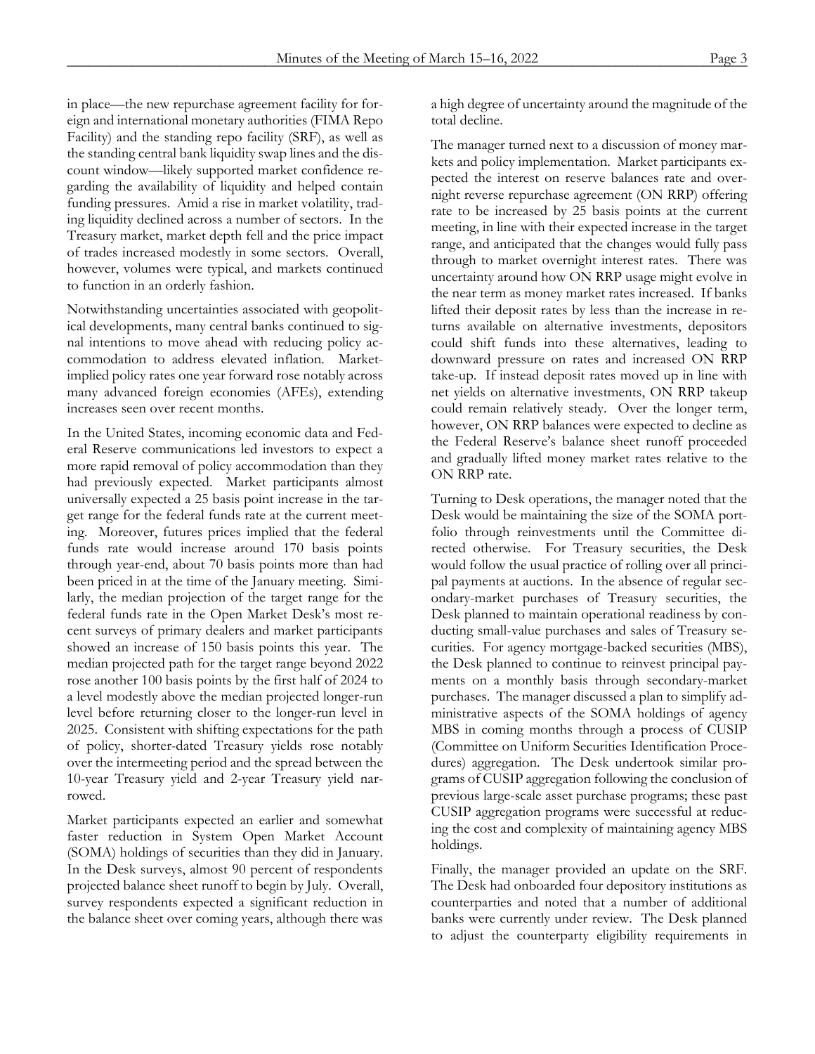in place—the new repurchase agreement facility for foreign and international monetary authorities (FIMA Repo Facility) and the standing repo facility (SRF), as well as the standing central bank liquidity swap lines and the discount window—likely supported market confidence regarding the availability of liquidity and helped contain funding pressures. Amid a rise in market volatility, trading liquidity declined across a number of sectors. In the Treasury market, market depth fell and the price impact of trades increased modestly in some sectors. Overall, however, volumes were typical, and markets continued to function in an orderly fashion.

Notwithstanding uncertainties associated with geopolitical developments, many central banks continued to signal intentions to move ahead with reducing policy accommodation to address elevated inflation. Market-implied policy rates one year forward rose notably across many advanced foreign economies (AFEs), extending increases seen over recent months.

In the United States, incoming economic data and Federal Reserve communications led investors to expect a more rapid removal of policy accommodation than they had previously expected. Market participants almost universally expected a 25 basis point increase in the target range for the federal funds rate at the current meeting. Moreover, futures prices implied that the federal funds rate would increase around 170 basis points through year-end, about 70 basis points more than had been priced in at the time of the January meeting. Similarly, the median projection of the target range for the federal funds rate in the Open Market Desk's most recent surveys of primary dealers and market participants showed an increase of 150 basis points this year. The median projected path for the target range beyond 2022 rose another 100 basis points by the first half of 2024 to a level modestly above the median projected longer-run level before returning closer to the longer-run level in 2025. Consistent with shifting expectations for the path of policy, shorter-dated Treasury yields rose notably over the intermeeting period and the spread between the 10-year Treasury yield and 2-year Treasury yield narrowed.

Market participants expected an earlier and somewhat faster reduction in System Open Market Account (SOMA) holdings of securities than they did in January. In the Desk surveys, almost 90 percent of respondents projected balance sheet runoff to begin by July. Overall, survey respondents expected a significant reduction in the balance sheet over coming years, although there was a high degree of uncertainty around the magnitude of the total decline.

The manager turned next to a discussion of money markets and policy implementation. Market participants expected the interest on reserve balances rate and overnight reverse repurchase agreement (ON RRP) offering rate to be increased by 25 basis points at the current meeting, in line with their expected increase in the target range, and anticipated that the changes would fully pass through to market overnight interest rates. There was uncertainty around how ON RRP usage might evolve in the near term as money market rates increased. If banks lifted their deposit rates by less than the increase in returns available on alternative investments, depositors could shift funds into these alternatives, leading to downward pressure on rates and increased ON RRP take-up. If instead deposit rates moved up in line with net yields on alternative investments, ON RRP takeup could remain relatively steady. Over the longer term, however, ON RRP balances were expected to decline as the Federal Reserve's balance sheet runoff proceeded and gradually lifted money market rates relative to the ON RRP rate.

Turning to Desk operations, the manager noted that the Desk would be maintaining the size of the SOMA portfolio through reinvestments until the Committee directed otherwise. For Treasury securities, the Desk would follow the usual practice of rolling over all principal payments at auctions. In the absence of regular secondary-market purchases of Treasury securities, the Desk planned to maintain operational readiness by conducting small-value purchases and sales of Treasury securities. For agency mortgage-backed securities (MBS), the Desk planned to continue to reinvest principal payments on a monthly basis through secondary-market purchases. The manager discussed a plan to simplify administrative aspects of the SOMA holdings of agency MBS in coming months through a process of CUSIP (Committee on Uniform Securities Identification Procedures) aggregation. The Desk undertook similar programs of CUSIP aggregation following the conclusion of previous large-scale asset purchase programs; these past CUSIP aggregation programs were successful at reducing the cost and complexity of maintaining agency MBS holdings.

Finally, the manager provided an update on the SRF. The Desk had onboarded four depository institutions as counterparties and noted that a number of additional banks were currently under review. The Desk planned to adjust the counterparty eligibility requirements in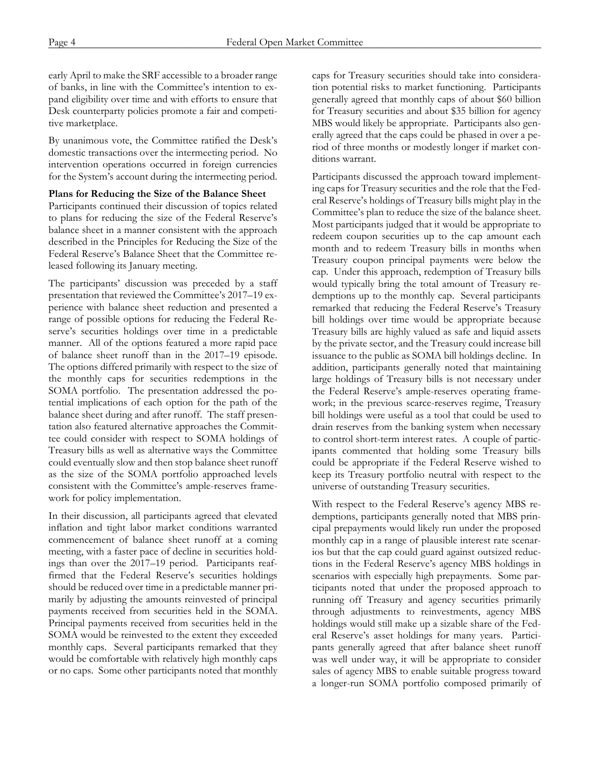early April to make the SRF accessible to a broader range of banks, in line with the Committee's intention to expand eligibility over time and with efforts to ensure that Desk counterparty policies promote a fair and competitive marketplace.

By unanimous vote, the Committee ratified the Desk's domestic transactions over the intermeeting period. No intervention operations occurred in foreign currencies for the System's account during the intermeeting period.

**Plans for Reducing the Size of the Balance Sheet**

Participants continued their discussion of topics related to plans for reducing the size of the Federal Reserve's balance sheet in a manner consistent with the approach described in the Principles for Reducing the Size of the Federal Reserve's Balance Sheet that the Committee released following its January meeting.

The participants' discussion was preceded by a staff presentation that reviewed the Committee's 2017–19 experience with balance sheet reduction and presented a range of possible options for reducing the Federal Reserve's securities holdings over time in a predictable manner. All of the options featured a more rapid pace of balance sheet runoff than in the 2017–19 episode. The options differed primarily with respect to the size of the monthly caps for securities redemptions in the SOMA portfolio. The presentation addressed the potential implications of each option for the path of the balance sheet during and after runoff. The staff presentation also featured alternative approaches the Committee could consider with respect to SOMA holdings of Treasury bills as well as alternative ways the Committee could eventually slow and then stop balance sheet runoff as the size of the SOMA portfolio approached levels consistent with the Committee's ample-reserves framework for policy implementation.

In their discussion, all participants agreed that elevated inflation and tight labor market conditions warranted commencement of balance sheet runoff at a coming meeting, with a faster pace of decline in securities holdings than over the 2017–19 period. Participants reaffirmed that the Federal Reserve's securities holdings should be reduced over time in a predictable manner primarily by adjusting the amounts reinvested of principal payments received from securities held in the SOMA. Principal payments received from securities held in the SOMA would be reinvested to the extent they exceeded monthly caps. Several participants remarked that they would be comfortable with relatively high monthly caps or no caps. Some other participants noted that monthly caps for Treasury securities should take into consideration potential risks to market functioning. Participants generally agreed that monthly caps of about $60 billion for Treasury securities and about $35 billion for agency MBS would likely be appropriate. Participants also generally agreed that the caps could be phased in over a period of three months or modestly longer if market conditions warrant.

Participants discussed the approach toward implementing caps for Treasury securities and the role that the Federal Reserve's holdings of Treasury bills might play in the Committee's plan to reduce the size of the balance sheet. Most participants judged that it would be appropriate to redeem coupon securities up to the cap amount each month and to redeem Treasury bills in months when Treasury coupon principal payments were below the cap. Under this approach, redemption of Treasury bills would typically bring the total amount of Treasury redemptions up to the monthly cap. Several participants remarked that reducing the Federal Reserve's Treasury bill holdings over time would be appropriate because Treasury bills are highly valued as safe and liquid assets by the private sector, and the Treasury could increase bill issuance to the public as SOMA bill holdings decline. In addition, participants generally noted that maintaining large holdings of Treasury bills is not necessary under the Federal Reserve's ample-reserves operating framework; in the previous scarce-reserves regime, Treasury bill holdings were useful as a tool that could be used to drain reserves from the banking system when necessary to control short-term interest rates. A couple of participants commented that holding some Treasury bills could be appropriate if the Federal Reserve wished to keep its Treasury portfolio neutral with respect to the universe of outstanding Treasury securities.

With respect to the Federal Reserve's agency MBS redemptions, participants generally noted that MBS principal prepayments would likely run under the proposed monthly cap in a range of plausible interest rate scenarios but that the cap could guard against outsized reductions in the Federal Reserve's agency MBS holdings in scenarios with especially high prepayments. Some participants noted that under the proposed approach to running off Treasury and agency securities primarily through adjustments to reinvestments, agency MBS holdings would still make up a sizable share of the Federal Reserve's asset holdings for many years. Participants generally agreed that after balance sheet runoff was well under way, it will be appropriate to consider sales of agency MBS to enable suitable progress toward a longer-run SOMA portfolio composed primarily of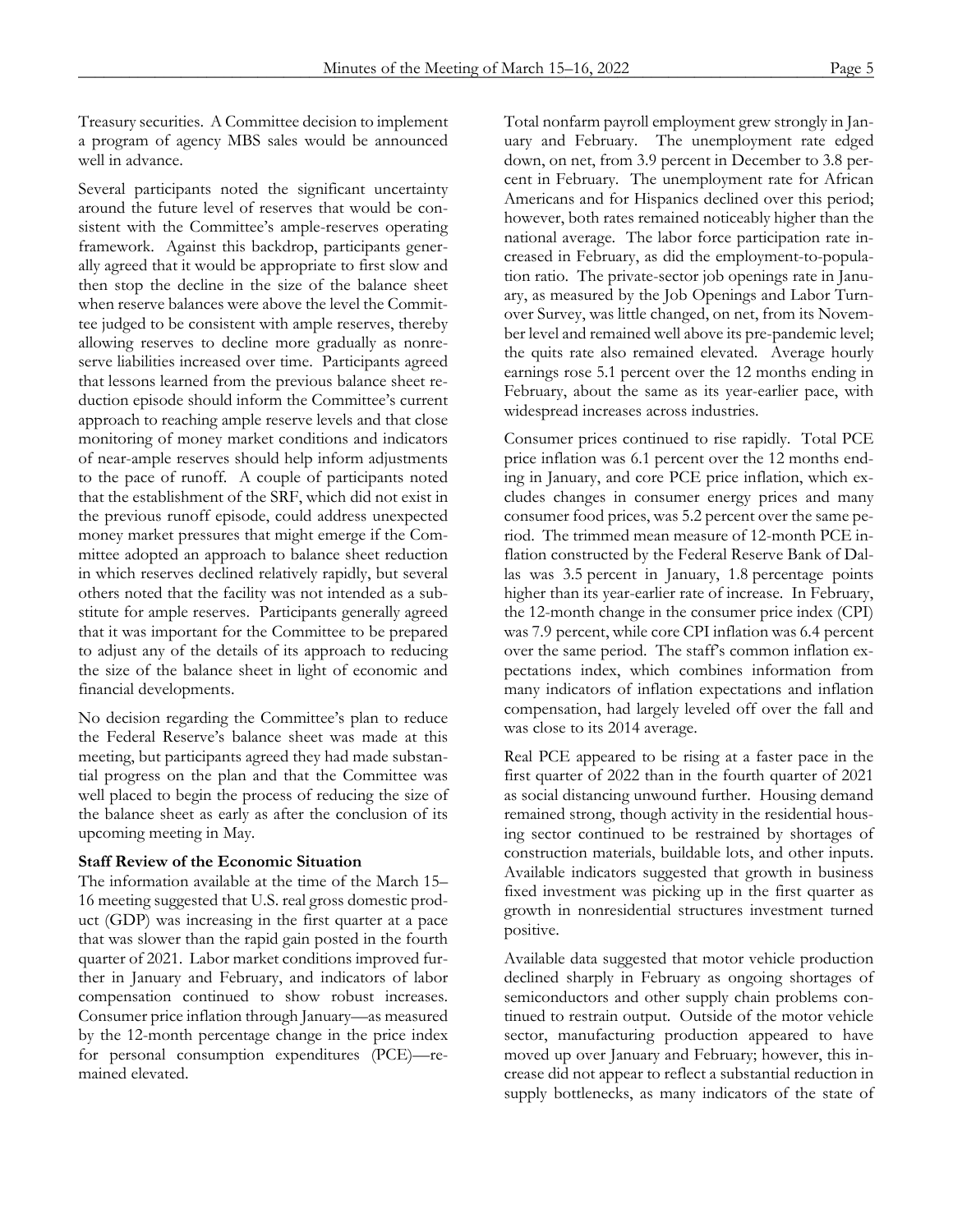Treasury securities. A Committee decision to implement a program of agency MBS sales would be announced well in advance.

Several participants noted the significant uncertainty around the future level of reserves that would be consistent with the Committee's ample-reserves operating framework. Against this backdrop, participants generally agreed that it would be appropriate to first slow and then stop the decline in the size of the balance sheet when reserve balances were above the level the Committee judged to be consistent with ample reserves, thereby allowing reserves to decline more gradually as nonreserve liabilities increased over time. Participants agreed that lessons learned from the previous balance sheet reduction episode should inform the Committee's current approach to reaching ample reserve levels and that close monitoring of money market conditions and indicators of near-ample reserves should help inform adjustments to the pace of runoff. A couple of participants noted that the establishment of the SRF, which did not exist in the previous runoff episode, could address unexpected money market pressures that might emerge if the Committee adopted an approach to balance sheet reduction in which reserves declined relatively rapidly, but several others noted that the facility was not intended as a substitute for ample reserves. Participants generally agreed that it was important for the Committee to be prepared to adjust any of the details of its approach to reducing the size of the balance sheet in light of economic and financial developments.

No decision regarding the Committee's plan to reduce the Federal Reserve's balance sheet was made at this meeting, but participants agreed they had made substantial progress on the plan and that the Committee was well placed to begin the process of reducing the size of the balance sheet as early as after the conclusion of its upcoming meeting in May.

### Staff Review of the Economic Situation

The information available at the time of the March 15–16 meeting suggested that U.S. real gross domestic product (GDP) was increasing in the first quarter at a pace that was slower than the rapid gain posted in the fourth quarter of 2021. Labor market conditions improved further in January and February, and indicators of labor compensation continued to show robust increases. Consumer price inflation through January—as measured by the 12-month percentage change in the price index for personal consumption expenditures (PCE)—remained elevated.

Total nonfarm payroll employment grew strongly in January and February. The unemployment rate edged down, on net, from 3.9 percent in December to 3.8 percent in February. The unemployment rate for African Americans and for Hispanics declined over this period; however, both rates remained noticeably higher than the national average. The labor force participation rate increased in February, as did the employment-to-population ratio. The private-sector job openings rate in January, as measured by the Job Openings and Labor Turnover Survey, was little changed, on net, from its November level and remained well above its pre-pandemic level; the quits rate also remained elevated. Average hourly earnings rose 5.1 percent over the 12 months ending in February, about the same as its year-earlier pace, with widespread increases across industries.

Consumer prices continued to rise rapidly. Total PCE price inflation was 6.1 percent over the 12 months ending in January, and core PCE price inflation, which excludes changes in consumer energy prices and many consumer food prices, was 5.2 percent over the same period. The trimmed mean measure of 12-month PCE inflation constructed by the Federal Reserve Bank of Dallas was 3.5 percent in January, 1.8 percentage points higher than its year-earlier rate of increase. In February, the 12-month change in the consumer price index (CPI) was 7.9 percent, while core CPI inflation was 6.4 percent over the same period. The staff's common inflation expectations index, which combines information from many indicators of inflation expectations and inflation compensation, had largely leveled off over the fall and was close to its 2014 average.

Real PCE appeared to be rising at a faster pace in the first quarter of 2022 than in the fourth quarter of 2021 as social distancing unwound further. Housing demand remained strong, though activity in the residential housing sector continued to be restrained by shortages of construction materials, buildable lots, and other inputs. Available indicators suggested that growth in business fixed investment was picking up in the first quarter as growth in nonresidential structures investment turned positive.

Available data suggested that motor vehicle production declined sharply in February as ongoing shortages of semiconductors and other supply chain problems continued to restrain output. Outside of the motor vehicle sector, manufacturing production appeared to have moved up over January and February; however, this increase did not appear to reflect a substantial reduction in supply bottlenecks, as many indicators of the state of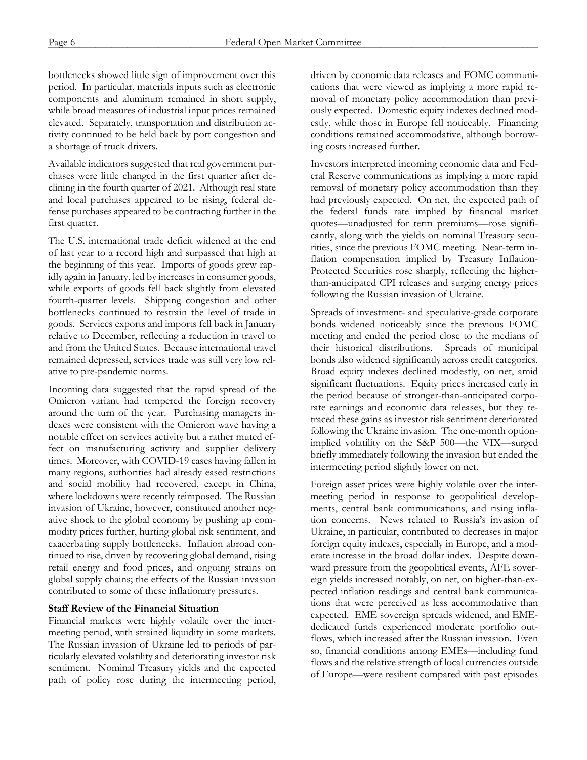bottlenecks showed little sign of improvement over this period. In particular, materials inputs such as electronic components and aluminum remained in short supply, while broad measures of industrial input prices remained elevated. Separately, transportation and distribution activity continued to be held back by port congestion and a shortage of truck drivers.

Available indicators suggested that real government purchases were little changed in the first quarter after declining in the fourth quarter of 2021. Although real state and local purchases appeared to be rising, federal defense purchases appeared to be contracting further in the first quarter.

The U.S. international trade deficit widened at the end of last year to a record high and surpassed that high at the beginning of this year. Imports of goods grew rapidly again in January, led by increases in consumer goods, while exports of goods fell back slightly from elevated fourth-quarter levels. Shipping congestion and other bottlenecks continued to restrain the level of trade in goods. Services exports and imports fell back in January relative to December, reflecting a reduction in travel to and from the United States. Because international travel remained depressed, services trade was still very low relative to pre-pandemic norms.

Incoming data suggested that the rapid spread of the Omicron variant had tempered the foreign recovery around the turn of the year. Purchasing managers indexes were consistent with the Omicron wave having a notable effect on services activity but a rather muted effect on manufacturing activity and supplier delivery times. Moreover, with COVID-19 cases having fallen in many regions, authorities had already eased restrictions and social mobility had recovered, except in China, where lockdowns were recently reimposed. The Russian invasion of Ukraine, however, constituted another negative shock to the global economy by pushing up commodity prices further, hurting global risk sentiment, and exacerbating supply bottlenecks. Inflation abroad continued to rise, driven by recovering global demand, rising retail energy and food prices, and ongoing strains on global supply chains; the effects of the Russian invasion contributed to some of these inflationary pressures.

**Staff Review of the Financial Situation**

Financial markets were highly volatile over the intermeeting period, with strained liquidity in some markets. The Russian invasion of Ukraine led to periods of particularly elevated volatility and deteriorating investor risk sentiment. Nominal Treasury yields and the expected path of policy rose during the intermeeting period, driven by economic data releases and FOMC communications that were viewed as implying a more rapid removal of monetary policy accommodation than previously expected. Domestic equity indexes declined modestly, while those in Europe fell noticeably. Financing conditions remained accommodative, although borrowing costs increased further.

Investors interpreted incoming economic data and Federal Reserve communications as implying a more rapid removal of monetary policy accommodation than they had previously expected. On net, the expected path of the federal funds rate implied by financial market quotes—unadjusted for term premiums—rose significantly, along with the yields on nominal Treasury securities, since the previous FOMC meeting. Near-term inflation compensation implied by Treasury Inflation-Protected Securities rose sharply, reflecting the higher-than-anticipated CPI releases and surging energy prices following the Russian invasion of Ukraine.

Spreads of investment- and speculative-grade corporate bonds widened noticeably since the previous FOMC meeting and ended the period close to the medians of their historical distributions. Spreads of municipal bonds also widened significantly across credit categories. Broad equity indexes declined modestly, on net, amid significant fluctuations. Equity prices increased early in the period because of stronger-than-anticipated corporate earnings and economic data releases, but they retraced these gains as investor risk sentiment deteriorated following the Ukraine invasion. The one-month option-implied volatility on the S&P 500—the VIX—surged briefly immediately following the invasion but ended the intermeeting period slightly lower on net.

Foreign asset prices were highly volatile over the intermeeting period in response to geopolitical developments, central bank communications, and rising inflation concerns. News related to Russia's invasion of Ukraine, in particular, contributed to decreases in major foreign equity indexes, especially in Europe, and a moderate increase in the broad dollar index. Despite downward pressure from the geopolitical events, AFE sovereign yields increased notably, on net, on higher-than-expected inflation readings and central bank communications that were perceived as less accommodative than expected. EME sovereign spreads widened, and EME-dedicated funds experienced moderate portfolio outflows, which increased after the Russian invasion. Even so, financial conditions among EMEs—including fund flows and the relative strength of local currencies outside of Europe—were resilient compared with past episodes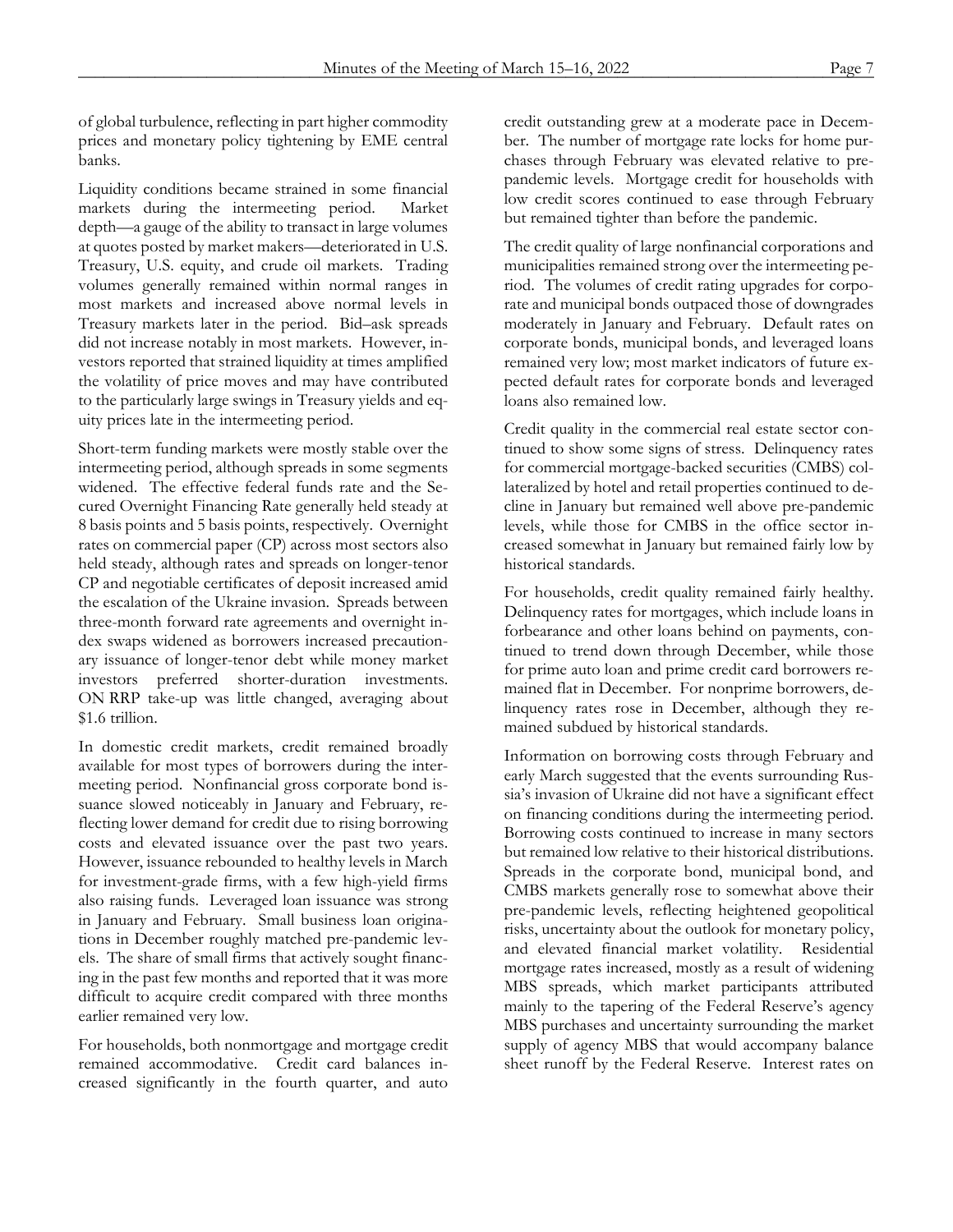of global turbulence, reflecting in part higher commodity prices and monetary policy tightening by EME central banks.

Liquidity conditions became strained in some financial markets during the intermeeting period. Market depth—a gauge of the ability to transact in large volumes at quotes posted by market makers—deteriorated in U.S. Treasury, U.S. equity, and crude oil markets. Trading volumes generally remained within normal ranges in most markets and increased above normal levels in Treasury markets later in the period. Bid–ask spreads did not increase notably in most markets. However, investors reported that strained liquidity at times amplified the volatility of price moves and may have contributed to the particularly large swings in Treasury yields and equity prices late in the intermeeting period.

Short-term funding markets were mostly stable over the intermeeting period, although spreads in some segments widened. The effective federal funds rate and the Secured Overnight Financing Rate generally held steady at 8 basis points and 5 basis points, respectively. Overnight rates on commercial paper (CP) across most sectors also held steady, although rates and spreads on longer-tenor CP and negotiable certificates of deposit increased amid the escalation of the Ukraine invasion. Spreads between three-month forward rate agreements and overnight index swaps widened as borrowers increased precautionary issuance of longer-tenor debt while money market investors preferred shorter-duration investments. ON RRP take-up was little changed, averaging about $1.6 trillion.

In domestic credit markets, credit remained broadly available for most types of borrowers during the intermeeting period. Nonfinancial gross corporate bond issuance slowed noticeably in January and February, reflecting lower demand for credit due to rising borrowing costs and elevated issuance over the past two years. However, issuance rebounded to healthy levels in March for investment-grade firms, with a few high-yield firms also raising funds. Leveraged loan issuance was strong in January and February. Small business loan originations in December roughly matched pre-pandemic levels. The share of small firms that actively sought financing in the past few months and reported that it was more difficult to acquire credit compared with three months earlier remained very low.

For households, both nonmortgage and mortgage credit remained accommodative. Credit card balances increased significantly in the fourth quarter, and auto credit outstanding grew at a moderate pace in December. The number of mortgage rate locks for home purchases through February was elevated relative to pre-pandemic levels. Mortgage credit for households with low credit scores continued to ease through February but remained tighter than before the pandemic.

The credit quality of large nonfinancial corporations and municipalities remained strong over the intermeeting period. The volumes of credit rating upgrades for corporate and municipal bonds outpaced those of downgrades moderately in January and February. Default rates on corporate bonds, municipal bonds, and leveraged loans remained very low; most market indicators of future expected default rates for corporate bonds and leveraged loans also remained low.

Credit quality in the commercial real estate sector continued to show some signs of stress. Delinquency rates for commercial mortgage-backed securities (CMBS) collateralized by hotel and retail properties continued to decline in January but remained well above pre-pandemic levels, while those for CMBS in the office sector increased somewhat in January but remained fairly low by historical standards.

For households, credit quality remained fairly healthy. Delinquency rates for mortgages, which include loans in forbearance and other loans behind on payments, continued to trend down through December, while those for prime auto loan and prime credit card borrowers remained flat in December. For nonprime borrowers, delinquency rates rose in December, although they remained subdued by historical standards.

Information on borrowing costs through February and early March suggested that the events surrounding Russia's invasion of Ukraine did not have a significant effect on financing conditions during the intermeeting period. Borrowing costs continued to increase in many sectors but remained low relative to their historical distributions. Spreads in the corporate bond, municipal bond, and CMBS markets generally rose to somewhat above their pre-pandemic levels, reflecting heightened geopolitical risks, uncertainty about the outlook for monetary policy, and elevated financial market volatility. Residential mortgage rates increased, mostly as a result of widening MBS spreads, which market participants attributed mainly to the tapering of the Federal Reserve's agency MBS purchases and uncertainty surrounding the market supply of agency MBS that would accompany balance sheet runoff by the Federal Reserve. Interest rates on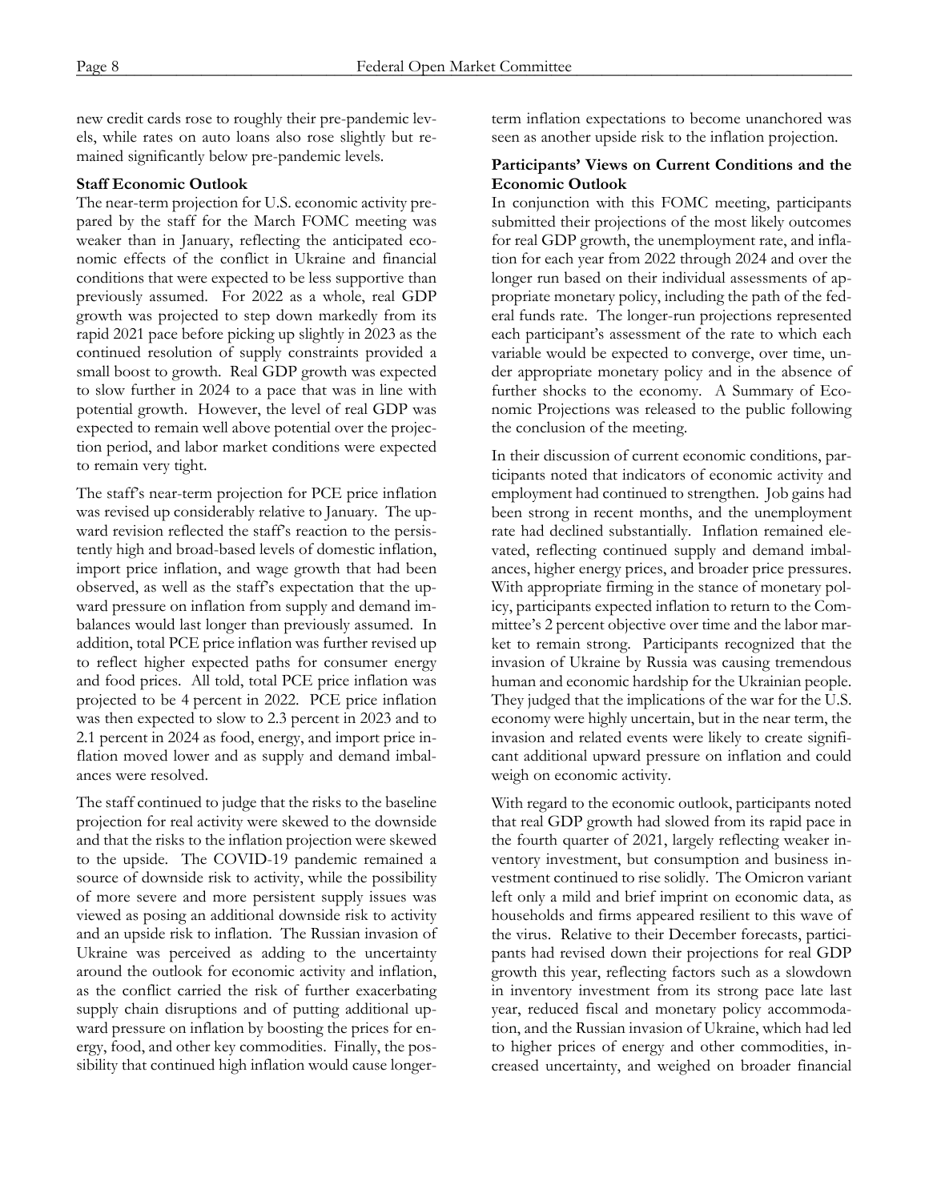new credit cards rose to roughly their pre-pandemic levels, while rates on auto loans also rose slightly but remained significantly below pre-pandemic levels.

**Staff Economic Outlook**

The near-term projection for U.S. economic activity prepared by the staff for the March FOMC meeting was weaker than in January, reflecting the anticipated economic effects of the conflict in Ukraine and financial conditions that were expected to be less supportive than previously assumed. For 2022 as a whole, real GDP growth was projected to step down markedly from its rapid 2021 pace before picking up slightly in 2023 as the continued resolution of supply constraints provided a small boost to growth. Real GDP growth was expected to slow further in 2024 to a pace that was in line with potential growth. However, the level of real GDP was expected to remain well above potential over the projection period, and labor market conditions were expected to remain very tight.

The staff's near-term projection for PCE price inflation was revised up considerably relative to January. The upward revision reflected the staff's reaction to the persistently high and broad-based levels of domestic inflation, import price inflation, and wage growth that had been observed, as well as the staff's expectation that the upward pressure on inflation from supply and demand imbalances would last longer than previously assumed. In addition, total PCE price inflation was further revised up to reflect higher expected paths for consumer energy and food prices. All told, total PCE price inflation was projected to be 4 percent in 2022. PCE price inflation was then expected to slow to 2.3 percent in 2023 and to 2.1 percent in 2024 as food, energy, and import price inflation moved lower and as supply and demand imbalances were resolved.

The staff continued to judge that the risks to the baseline projection for real activity were skewed to the downside and that the risks to the inflation projection were skewed to the upside. The COVID-19 pandemic remained a source of downside risk to activity, while the possibility of more severe and more persistent supply issues was viewed as posing an additional downside risk to activity and an upside risk to inflation. The Russian invasion of Ukraine was perceived as adding to the uncertainty around the outlook for economic activity and inflation, as the conflict carried the risk of further exacerbating supply chain disruptions and of putting additional upward pressure on inflation by boosting the prices for energy, food, and other key commodities. Finally, the possibility that continued high inflation would cause longer-term inflation expectations to become unanchored was seen as another upside risk to the inflation projection.

**Participants' Views on Current Conditions and the Economic Outlook**

In conjunction with this FOMC meeting, participants submitted their projections of the most likely outcomes for real GDP growth, the unemployment rate, and inflation for each year from 2022 through 2024 and over the longer run based on their individual assessments of appropriate monetary policy, including the path of the federal funds rate. The longer-run projections represented each participant's assessment of the rate to which each variable would be expected to converge, over time, under appropriate monetary policy and in the absence of further shocks to the economy. A Summary of Economic Projections was released to the public following the conclusion of the meeting.

In their discussion of current economic conditions, participants noted that indicators of economic activity and employment had continued to strengthen. Job gains had been strong in recent months, and the unemployment rate had declined substantially. Inflation remained elevated, reflecting continued supply and demand imbalances, higher energy prices, and broader price pressures. With appropriate firming in the stance of monetary policy, participants expected inflation to return to the Committee's 2 percent objective over time and the labor market to remain strong. Participants recognized that the invasion of Ukraine by Russia was causing tremendous human and economic hardship for the Ukrainian people. They judged that the implications of the war for the U.S. economy were highly uncertain, but in the near term, the invasion and related events were likely to create significant additional upward pressure on inflation and could weigh on economic activity.

With regard to the economic outlook, participants noted that real GDP growth had slowed from its rapid pace in the fourth quarter of 2021, largely reflecting weaker inventory investment, but consumption and business investment continued to rise solidly. The Omicron variant left only a mild and brief imprint on economic data, as households and firms appeared resilient to this wave of the virus. Relative to their December forecasts, participants had revised down their projections for real GDP growth this year, reflecting factors such as a slowdown in inventory investment from its strong pace late last year, reduced fiscal and monetary policy accommodation, and the Russian invasion of Ukraine, which had led to higher prices of energy and other commodities, increased uncertainty, and weighed on broader financial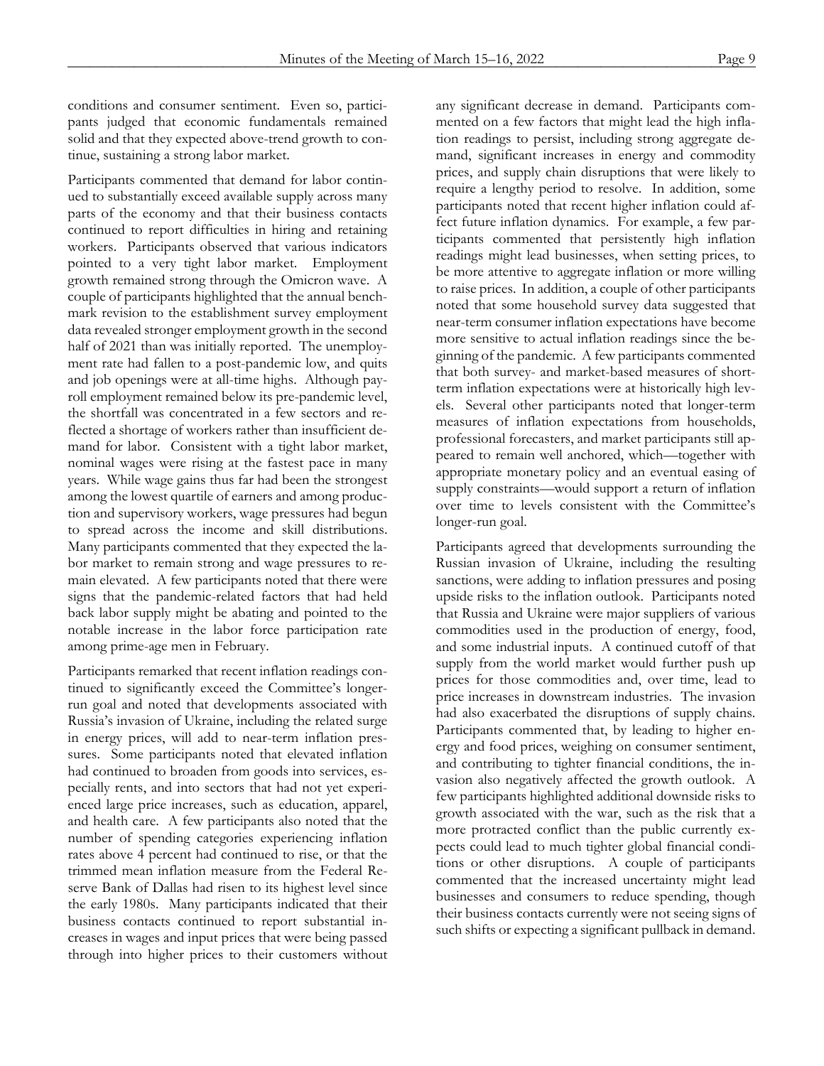conditions and consumer sentiment. Even so, participants judged that economic fundamentals remained solid and that they expected above-trend growth to continue, sustaining a strong labor market.

Participants commented that demand for labor continued to substantially exceed available supply across many parts of the economy and that their business contacts continued to report difficulties in hiring and retaining workers. Participants observed that various indicators pointed to a very tight labor market. Employment growth remained strong through the Omicron wave. A couple of participants highlighted that the annual benchmark revision to the establishment survey employment data revealed stronger employment growth in the second half of 2021 than was initially reported. The unemployment rate had fallen to a post-pandemic low, and quits and job openings were at all-time highs. Although payroll employment remained below its pre-pandemic level, the shortfall was concentrated in a few sectors and reflected a shortage of workers rather than insufficient demand for labor. Consistent with a tight labor market, nominal wages were rising at the fastest pace in many years. While wage gains thus far had been the strongest among the lowest quartile of earners and among production and supervisory workers, wage pressures had begun to spread across the income and skill distributions. Many participants commented that they expected the labor market to remain strong and wage pressures to remain elevated. A few participants noted that there were signs that the pandemic-related factors that had held back labor supply might be abating and pointed to the notable increase in the labor force participation rate among prime-age men in February.

Participants remarked that recent inflation readings continued to significantly exceed the Committee's longer-run goal and noted that developments associated with Russia's invasion of Ukraine, including the related surge in energy prices, will add to near-term inflation pressures. Some participants noted that elevated inflation had continued to broaden from goods into services, especially rents, and into sectors that had not yet experienced large price increases, such as education, apparel, and health care. A few participants also noted that the number of spending categories experiencing inflation rates above 4 percent had continued to rise, or that the trimmed mean inflation measure from the Federal Reserve Bank of Dallas had risen to its highest level since the early 1980s. Many participants indicated that their business contacts continued to report substantial increases in wages and input prices that were being passed through into higher prices to their customers without any significant decrease in demand. Participants commented on a few factors that might lead the high inflation readings to persist, including strong aggregate demand, significant increases in energy and commodity prices, and supply chain disruptions that were likely to require a lengthy period to resolve. In addition, some participants noted that recent higher inflation could affect future inflation dynamics. For example, a few participants commented that persistently high inflation readings might lead businesses, when setting prices, to be more attentive to aggregate inflation or more willing to raise prices. In addition, a couple of other participants noted that some household survey data suggested that near-term consumer inflation expectations have become more sensitive to actual inflation readings since the beginning of the pandemic. A few participants commented that both survey- and market-based measures of short-term inflation expectations were at historically high levels. Several other participants noted that longer-term measures of inflation expectations from households, professional forecasters, and market participants still appeared to remain well anchored, which—together with appropriate monetary policy and an eventual easing of supply constraints—would support a return of inflation over time to levels consistent with the Committee's longer-run goal.

Participants agreed that developments surrounding the Russian invasion of Ukraine, including the resulting sanctions, were adding to inflation pressures and posing upside risks to the inflation outlook. Participants noted that Russia and Ukraine were major suppliers of various commodities used in the production of energy, food, and some industrial inputs. A continued cutoff of that supply from the world market would further push up prices for those commodities and, over time, lead to price increases in downstream industries. The invasion had also exacerbated the disruptions of supply chains. Participants commented that, by leading to higher energy and food prices, weighing on consumer sentiment, and contributing to tighter financial conditions, the invasion also negatively affected the growth outlook. A few participants highlighted additional downside risks to growth associated with the war, such as the risk that a more protracted conflict than the public currently expects could lead to much tighter global financial conditions or other disruptions. A couple of participants commented that the increased uncertainty might lead businesses and consumers to reduce spending, though their business contacts currently were not seeing signs of such shifts or expecting a significant pullback in demand.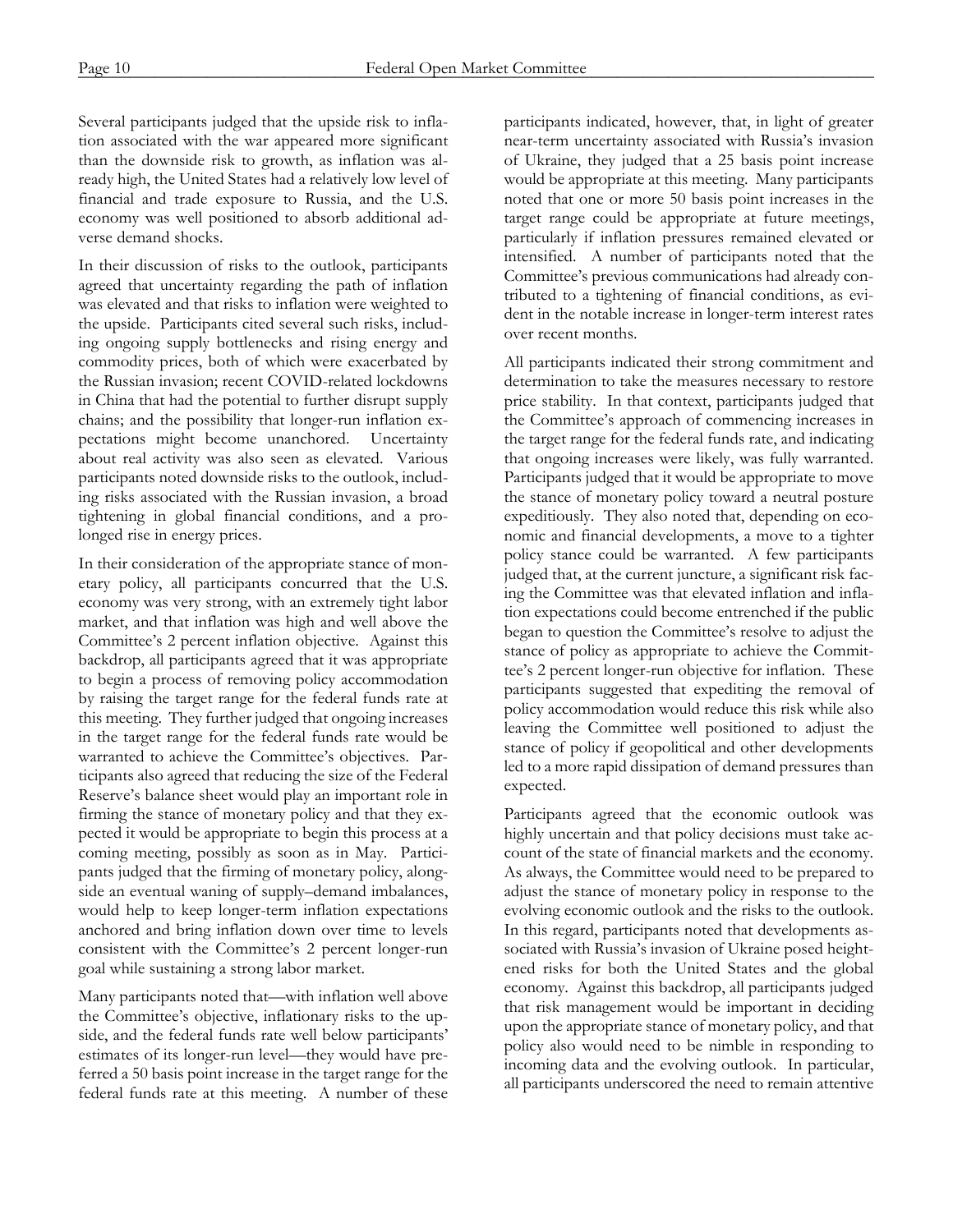Several participants judged that the upside risk to inflation associated with the war appeared more significant than the downside risk to growth, as inflation was already high, the United States had a relatively low level of financial and trade exposure to Russia, and the U.S. economy was well positioned to absorb additional adverse demand shocks.

In their discussion of risks to the outlook, participants agreed that uncertainty regarding the path of inflation was elevated and that risks to inflation were weighted to the upside. Participants cited several such risks, including ongoing supply bottlenecks and rising energy and commodity prices, both of which were exacerbated by the Russian invasion; recent COVID-related lockdowns in China that had the potential to further disrupt supply chains; and the possibility that longer-run inflation expectations might become unanchored. Uncertainty about real activity was also seen as elevated. Various participants noted downside risks to the outlook, including risks associated with the Russian invasion, a broad tightening in global financial conditions, and a prolonged rise in energy prices.

In their consideration of the appropriate stance of monetary policy, all participants concurred that the U.S. economy was very strong, with an extremely tight labor market, and that inflation was high and well above the Committee's 2 percent inflation objective. Against this backdrop, all participants agreed that it was appropriate to begin a process of removing policy accommodation by raising the target range for the federal funds rate at this meeting. They further judged that ongoing increases in the target range for the federal funds rate would be warranted to achieve the Committee's objectives. Participants also agreed that reducing the size of the Federal Reserve's balance sheet would play an important role in firming the stance of monetary policy and that they expected it would be appropriate to begin this process at a coming meeting, possibly as soon as in May. Participants judged that the firming of monetary policy, alongside an eventual waning of supply–demand imbalances, would help to keep longer-term inflation expectations anchored and bring inflation down over time to levels consistent with the Committee's 2 percent longer-run goal while sustaining a strong labor market.

Many participants noted that—with inflation well above the Committee's objective, inflationary risks to the upside, and the federal funds rate well below participants' estimates of its longer-run level—they would have preferred a 50 basis point increase in the target range for the federal funds rate at this meeting. A number of these participants indicated, however, that, in light of greater near-term uncertainty associated with Russia's invasion of Ukraine, they judged that a 25 basis point increase would be appropriate at this meeting. Many participants noted that one or more 50 basis point increases in the target range could be appropriate at future meetings, particularly if inflation pressures remained elevated or intensified. A number of participants noted that the Committee's previous communications had already contributed to a tightening of financial conditions, as evident in the notable increase in longer-term interest rates over recent months.

All participants indicated their strong commitment and determination to take the measures necessary to restore price stability. In that context, participants judged that the Committee's approach of commencing increases in the target range for the federal funds rate, and indicating that ongoing increases were likely, was fully warranted. Participants judged that it would be appropriate to move the stance of monetary policy toward a neutral posture expeditiously. They also noted that, depending on economic and financial developments, a move to a tighter policy stance could be warranted. A few participants judged that, at the current juncture, a significant risk facing the Committee was that elevated inflation and inflation expectations could become entrenched if the public began to question the Committee's resolve to adjust the stance of policy as appropriate to achieve the Committee's 2 percent longer-run objective for inflation. These participants suggested that expediting the removal of policy accommodation would reduce this risk while also leaving the Committee well positioned to adjust the stance of policy if geopolitical and other developments led to a more rapid dissipation of demand pressures than expected.

Participants agreed that the economic outlook was highly uncertain and that policy decisions must take account of the state of financial markets and the economy. As always, the Committee would need to be prepared to adjust the stance of monetary policy in response to the evolving economic outlook and the risks to the outlook. In this regard, participants noted that developments associated with Russia's invasion of Ukraine posed heightened risks for both the United States and the global economy. Against this backdrop, all participants judged that risk management would be important in deciding upon the appropriate stance of monetary policy, and that policy also would need to be nimble in responding to incoming data and the evolving outlook. In particular, all participants underscored the need to remain attentive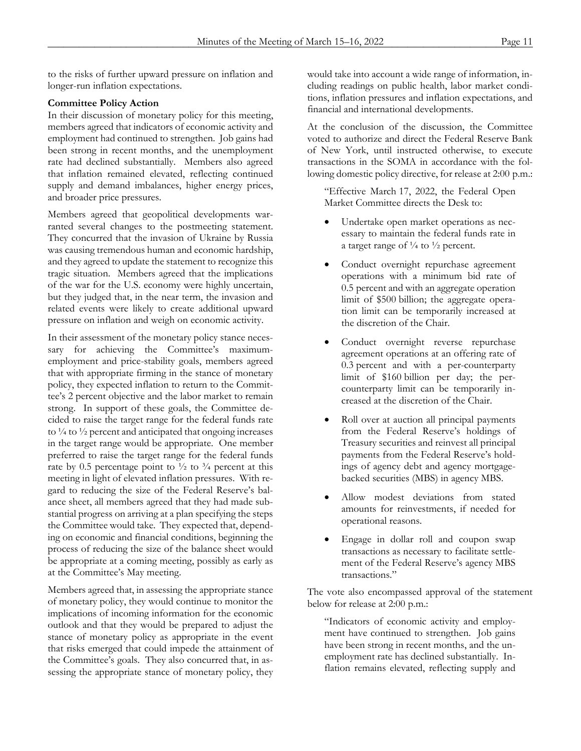to the risks of further upward pressure on inflation and longer-run inflation expectations.

**Committee Policy Action**

In their discussion of monetary policy for this meeting, members agreed that indicators of economic activity and employment had continued to strengthen. Job gains had been strong in recent months, and the unemployment rate had declined substantially. Members also agreed that inflation remained elevated, reflecting continued supply and demand imbalances, higher energy prices, and broader price pressures.

Members agreed that geopolitical developments warranted several changes to the postmeeting statement. They concurred that the invasion of Ukraine by Russia was causing tremendous human and economic hardship, and they agreed to update the statement to recognize this tragic situation. Members agreed that the implications of the war for the U.S. economy were highly uncertain, but they judged that, in the near term, the invasion and related events were likely to create additional upward pressure on inflation and weigh on economic activity.

In their assessment of the monetary policy stance necessary for achieving the Committee's maximum-employment and price-stability goals, members agreed that with appropriate firming in the stance of monetary policy, they expected inflation to return to the Committee's 2 percent objective and the labor market to remain strong. In support of these goals, the Committee decided to raise the target range for the federal funds rate to ¼ to ½ percent and anticipated that ongoing increases in the target range would be appropriate. One member preferred to raise the target range for the federal funds rate by 0.5 percentage point to ½ to ¾ percent at this meeting in light of elevated inflation pressures. With regard to reducing the size of the Federal Reserve's balance sheet, all members agreed that they had made substantial progress on arriving at a plan specifying the steps the Committee would take. They expected that, depending on economic and financial conditions, beginning the process of reducing the size of the balance sheet would be appropriate at a coming meeting, possibly as early as at the Committee's May meeting.

Members agreed that, in assessing the appropriate stance of monetary policy, they would continue to monitor the implications of incoming information for the economic outlook and that they would be prepared to adjust the stance of monetary policy as appropriate in the event that risks emerged that could impede the attainment of the Committee's goals. They also concurred that, in assessing the appropriate stance of monetary policy, they would take into account a wide range of information, including readings on public health, labor market conditions, inflation pressures and inflation expectations, and financial and international developments.

At the conclusion of the discussion, the Committee voted to authorize and direct the Federal Reserve Bank of New York, until instructed otherwise, to execute transactions in the SOMA in accordance with the following domestic policy directive, for release at 2:00 p.m.:

> "Effective March 17, 2022, the Federal Open Market Committee directs the Desk to:
>
> - Undertake open market operations as necessary to maintain the federal funds rate in a target range of ¼ to ½ percent.
> - Conduct overnight repurchase agreement operations with a minimum bid rate of 0.5 percent and with an aggregate operation limit of $500 billion; the aggregate operation limit can be temporarily increased at the discretion of the Chair.
> - Conduct overnight reverse repurchase agreement operations at an offering rate of 0.3 percent and with a per-counterparty limit of $160 billion per day; the per-counterparty limit can be temporarily increased at the discretion of the Chair.
> - Roll over at auction all principal payments from the Federal Reserve's holdings of Treasury securities and reinvest all principal payments from the Federal Reserve's holdings of agency debt and agency mortgage-backed securities (MBS) in agency MBS.
> - Allow modest deviations from stated amounts for reinvestments, if needed for operational reasons.
> - Engage in dollar roll and coupon swap transactions as necessary to facilitate settlement of the Federal Reserve's agency MBS transactions."

The vote also encompassed approval of the statement below for release at 2:00 p.m.:

> "Indicators of economic activity and employment have continued to strengthen. Job gains have been strong in recent months, and the unemployment rate has declined substantially. Inflation remains elevated, reflecting supply and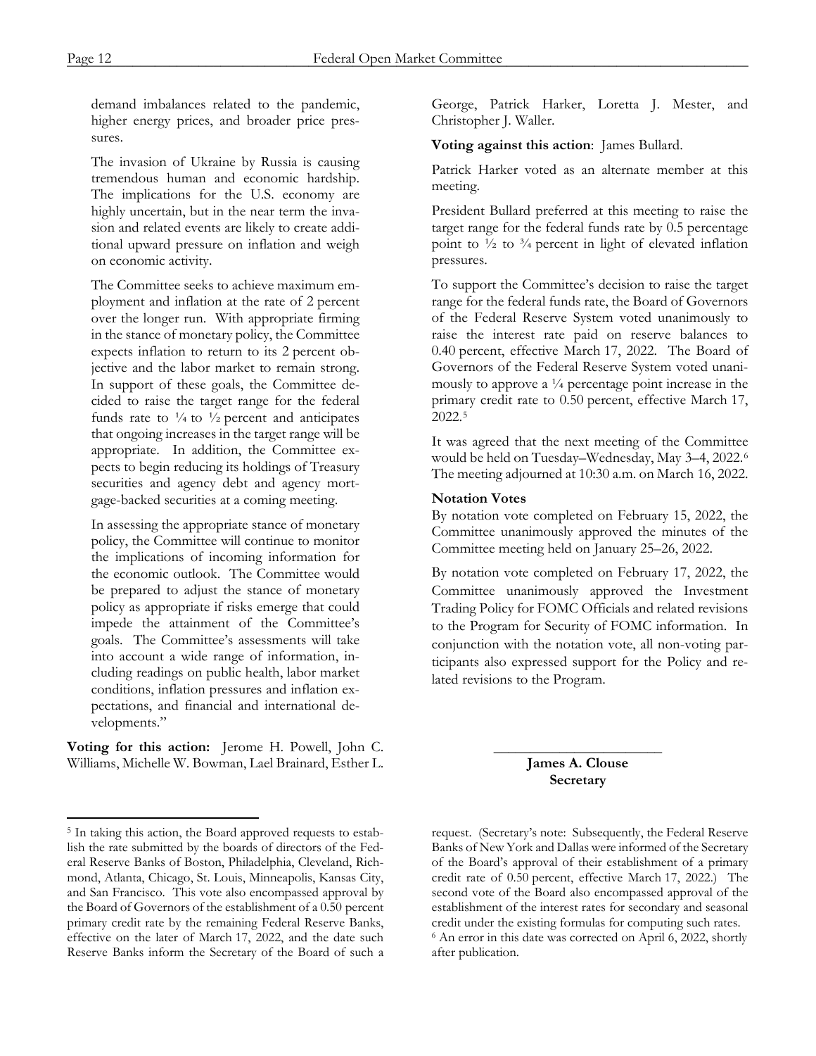demand imbalances related to the pandemic, higher energy prices, and broader price pressures.

The invasion of Ukraine by Russia is causing tremendous human and economic hardship. The implications for the U.S. economy are highly uncertain, but in the near term the invasion and related events are likely to create additional upward pressure on inflation and weigh on economic activity.

The Committee seeks to achieve maximum employment and inflation at the rate of 2 percent over the longer run. With appropriate firming in the stance of monetary policy, the Committee expects inflation to return to its 2 percent objective and the labor market to remain strong. In support of these goals, the Committee decided to raise the target range for the federal funds rate to ¼ to ½ percent and anticipates that ongoing increases in the target range will be appropriate. In addition, the Committee expects to begin reducing its holdings of Treasury securities and agency debt and agency mortgage-backed securities at a coming meeting.

In assessing the appropriate stance of monetary policy, the Committee will continue to monitor the implications of incoming information for the economic outlook. The Committee would be prepared to adjust the stance of monetary policy as appropriate if risks emerge that could impede the attainment of the Committee's goals. The Committee's assessments will take into account a wide range of information, including readings on public health, labor market conditions, inflation pressures and inflation expectations, and financial and international developments."

**Voting for this action:** Jerome H. Powell, John C. Williams, Michelle W. Bowman, Lael Brainard, Esther L. George, Patrick Harker, Loretta J. Mester, and Christopher J. Waller.

**Voting against this action**: James Bullard.

Patrick Harker voted as an alternate member at this meeting.

President Bullard preferred at this meeting to raise the target range for the federal funds rate by 0.5 percentage point to ½ to ¾ percent in light of elevated inflation pressures.

To support the Committee's decision to raise the target range for the federal funds rate, the Board of Governors of the Federal Reserve System voted unanimously to raise the interest rate paid on reserve balances to 0.40 percent, effective March 17, 2022. The Board of Governors of the Federal Reserve System voted unanimously to approve a ¼ percentage point increase in the primary credit rate to 0.50 percent, effective March 17, 2022.[5]

It was agreed that the next meeting of the Committee would be held on Tuesday–Wednesday, May 3–4, 2022.[6] The meeting adjourned at 10:30 a.m. on March 16, 2022.

**Notation Votes**

By notation vote completed on February 15, 2022, the Committee unanimously approved the minutes of the Committee meeting held on January 25–26, 2022.

By notation vote completed on February 17, 2022, the Committee unanimously approved the Investment Trading Policy for FOMC Officials and related revisions to the Program for Security of FOMC information. In conjunction with the notation vote, all non-voting participants also expressed support for the Policy and related revisions to the Program.

\_\_\_\_\_\_\_\_\_\_\_\_\_\_\_\_\_\_\_\_\_\_\_\_

**James A. Clouse**
**Secretary**

---

[5] In taking this action, the Board approved requests to establish the rate submitted by the boards of directors of the Federal Reserve Banks of Boston, Philadelphia, Cleveland, Richmond, Atlanta, Chicago, St. Louis, Minneapolis, Kansas City, and San Francisco. This vote also encompassed approval by the Board of Governors of the establishment of a 0.50 percent primary credit rate by the remaining Federal Reserve Banks, effective on the later of March 17, 2022, and the date such Reserve Banks inform the Secretary of the Board of such a request. (Secretary's note: Subsequently, the Federal Reserve Banks of New York and Dallas were informed of the Secretary of the Board's approval of their establishment of a primary credit rate of 0.50 percent, effective March 17, 2022.) The second vote of the Board also encompassed approval of the establishment of the interest rates for secondary and seasonal credit under the existing formulas for computing such rates.

[6] An error in this date was corrected on April 6, 2022, shortly after publication.